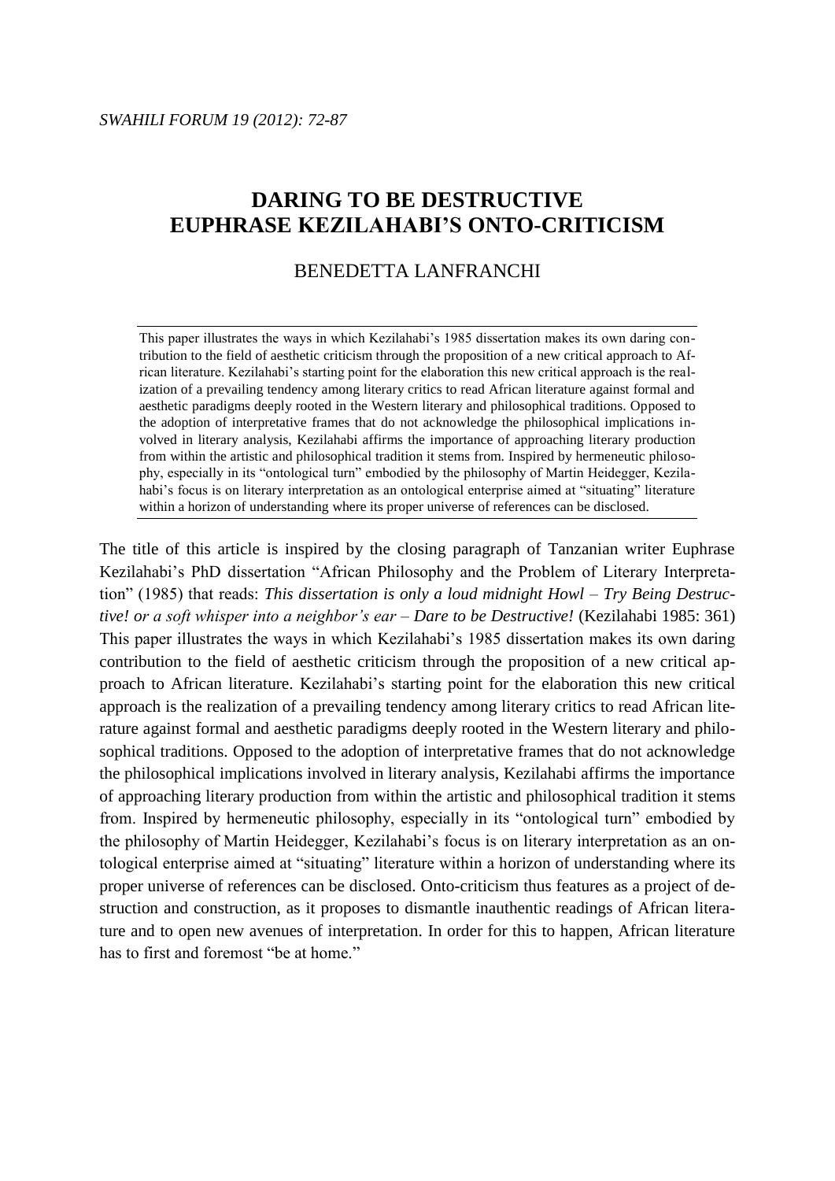# DARING TO BE DESTRUCTIVE
# EUPHRASE KEZILAHABI'S ONTO-CRITICISM

BENEDETTA LANFRANCHI

This paper illustrates the ways in which Kezilahabi's 1985 dissertation makes its own daring contribution to the field of aesthetic criticism through the proposition of a new critical approach to African literature. Kezilahabi's starting point for the elaboration this new critical approach is the realization of a prevailing tendency among literary critics to read African literature against formal and aesthetic paradigms deeply rooted in the Western literary and philosophical traditions. Opposed to the adoption of interpretative frames that do not acknowledge the philosophical implications involved in literary analysis, Kezilahabi affirms the importance of approaching literary production from within the artistic and philosophical tradition it stems from. Inspired by hermeneutic philosophy, especially in its "ontological turn" embodied by the philosophy of Martin Heidegger, Kezilahabi's focus is on literary interpretation as an ontological enterprise aimed at "situating" literature within a horizon of understanding where its proper universe of references can be disclosed.

The title of this article is inspired by the closing paragraph of Tanzanian writer Euphrase Kezilahabi's PhD dissertation "African Philosophy and the Problem of Literary Interpretation" (1985) that reads: *This dissertation is only a loud midnight Howl – Try Being Destructive! or a soft whisper into a neighbor's ear – Dare to be Destructive!* (Kezilahabi 1985: 361) This paper illustrates the ways in which Kezilahabi's 1985 dissertation makes its own daring contribution to the field of aesthetic criticism through the proposition of a new critical approach to African literature. Kezilahabi's starting point for the elaboration this new critical approach is the realization of a prevailing tendency among literary critics to read African literature against formal and aesthetic paradigms deeply rooted in the Western literary and philosophical traditions. Opposed to the adoption of interpretative frames that do not acknowledge the philosophical implications involved in literary analysis, Kezilahabi affirms the importance of approaching literary production from within the artistic and philosophical tradition it stems from. Inspired by hermeneutic philosophy, especially in its "ontological turn" embodied by the philosophy of Martin Heidegger, Kezilahabi's focus is on literary interpretation as an ontological enterprise aimed at "situating" literature within a horizon of understanding where its proper universe of references can be disclosed. Onto-criticism thus features as a project of destruction and construction, as it proposes to dismantle inauthentic readings of African literature and to open new avenues of interpretation. In order for this to happen, African literature has to first and foremost "be at home."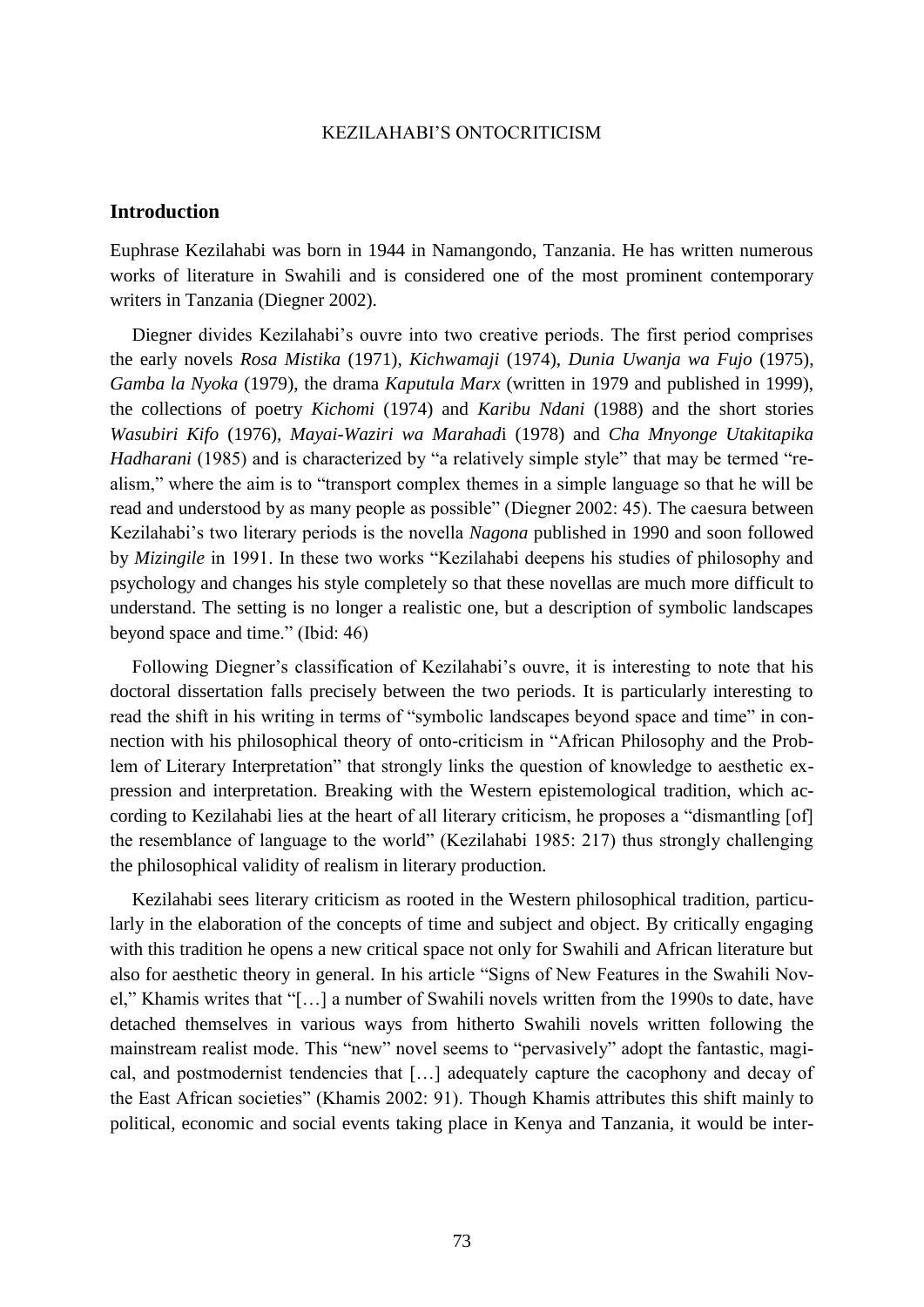## Introduction

Euphrase Kezilahabi was born in 1944 in Namangondo, Tanzania. He has written numerous works of literature in Swahili and is considered one of the most prominent contemporary writers in Tanzania (Diegner 2002).

Diegner divides Kezilahabi's ouvre into two creative periods. The first period comprises the early novels *Rosa Mistika* (1971), *Kichwamaji* (1974), *Dunia Uwanja wa Fujo* (1975), *Gamba la Nyoka* (1979), the drama *Kaputula Marx* (written in 1979 and published in 1999), the collections of poetry *Kichomi* (1974) and *Karibu Ndani* (1988) and the short stories *Wasubiri Kifo* (1976), *Mayai-Waziri wa Marahad*i (1978) and *Cha Mnyonge Utakitapika Hadharani* (1985) and is characterized by "a relatively simple style" that may be termed "realism," where the aim is to "transport complex themes in a simple language so that he will be read and understood by as many people as possible" (Diegner 2002: 45). The caesura between Kezilahabi's two literary periods is the novella *Nagona* published in 1990 and soon followed by *Mizingile* in 1991. In these two works "Kezilahabi deepens his studies of philosophy and psychology and changes his style completely so that these novellas are much more difficult to understand. The setting is no longer a realistic one, but a description of symbolic landscapes beyond space and time." (Ibid: 46)

Following Diegner's classification of Kezilahabi's ouvre, it is interesting to note that his doctoral dissertation falls precisely between the two periods. It is particularly interesting to read the shift in his writing in terms of "symbolic landscapes beyond space and time" in connection with his philosophical theory of onto-criticism in "African Philosophy and the Problem of Literary Interpretation" that strongly links the question of knowledge to aesthetic expression and interpretation. Breaking with the Western epistemological tradition, which according to Kezilahabi lies at the heart of all literary criticism, he proposes a "dismantling [of] the resemblance of language to the world" (Kezilahabi 1985: 217) thus strongly challenging the philosophical validity of realism in literary production.

Kezilahabi sees literary criticism as rooted in the Western philosophical tradition, particularly in the elaboration of the concepts of time and subject and object. By critically engaging with this tradition he opens a new critical space not only for Swahili and African literature but also for aesthetic theory in general. In his article "Signs of New Features in the Swahili Novel," Khamis writes that "[…] a number of Swahili novels written from the 1990s to date, have detached themselves in various ways from hitherto Swahili novels written following the mainstream realist mode. This "new" novel seems to "pervasively" adopt the fantastic, magical, and postmodernist tendencies that […] adequately capture the cacophony and decay of the East African societies" (Khamis 2002: 91). Though Khamis attributes this shift mainly to political, economic and social events taking place in Kenya and Tanzania, it would be inter-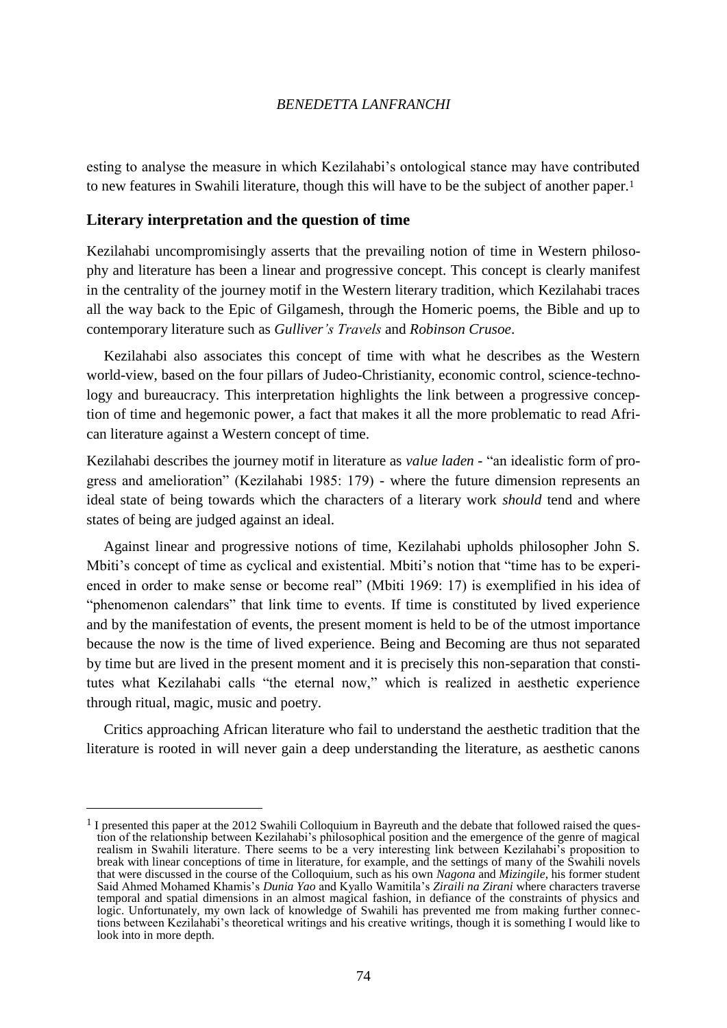esting to analyse the measure in which Kezilahabi's ontological stance may have contributed to new features in Swahili literature, though this will have to be the subject of another paper.[1]

## Literary interpretation and the question of time

Kezilahabi uncompromisingly asserts that the prevailing notion of time in Western philosophy and literature has been a linear and progressive concept. This concept is clearly manifest in the centrality of the journey motif in the Western literary tradition, which Kezilahabi traces all the way back to the Epic of Gilgamesh, through the Homeric poems, the Bible and up to contemporary literature such as *Gulliver's Travels* and *Robinson Crusoe*.

Kezilahabi also associates this concept of time with what he describes as the Western world-view, based on the four pillars of Judeo-Christianity, economic control, science-technology and bureaucracy. This interpretation highlights the link between a progressive conception of time and hegemonic power, a fact that makes it all the more problematic to read African literature against a Western concept of time.

Kezilahabi describes the journey motif in literature as *value laden* - "an idealistic form of progress and amelioration" (Kezilahabi 1985: 179) - where the future dimension represents an ideal state of being towards which the characters of a literary work *should* tend and where states of being are judged against an ideal.

Against linear and progressive notions of time, Kezilahabi upholds philosopher John S. Mbiti's concept of time as cyclical and existential. Mbiti's notion that "time has to be experienced in order to make sense or become real" (Mbiti 1969: 17) is exemplified in his idea of "phenomenon calendars" that link time to events. If time is constituted by lived experience and by the manifestation of events, the present moment is held to be of the utmost importance because the now is the time of lived experience. Being and Becoming are thus not separated by time but are lived in the present moment and it is precisely this non-separation that constitutes what Kezilahabi calls "the eternal now," which is realized in aesthetic experience through ritual, magic, music and poetry.

Critics approaching African literature who fail to understand the aesthetic tradition that the literature is rooted in will never gain a deep understanding the literature, as aesthetic canons

---

[1] I presented this paper at the 2012 Swahili Colloquium in Bayreuth and the debate that followed raised the question of the relationship between Kezilahabi's philosophical position and the emergence of the genre of magical realism in Swahili literature. There seems to be a very interesting link between Kezilahabi's proposition to break with linear conceptions of time in literature, for example, and the settings of many of the Swahili novels that were discussed in the course of the Colloquium, such as his own *Nagona* and *Mizingile*, his former student Said Ahmed Mohamed Khamis's *Dunia Yao* and Kyallo Wamitila's *Ziraili na Zirani* where characters traverse temporal and spatial dimensions in an almost magical fashion, in defiance of the constraints of physics and logic. Unfortunately, my own lack of knowledge of Swahili has prevented me from making further connections between Kezilahabi's theoretical writings and his creative writings, though it is something I would like to look into in more depth.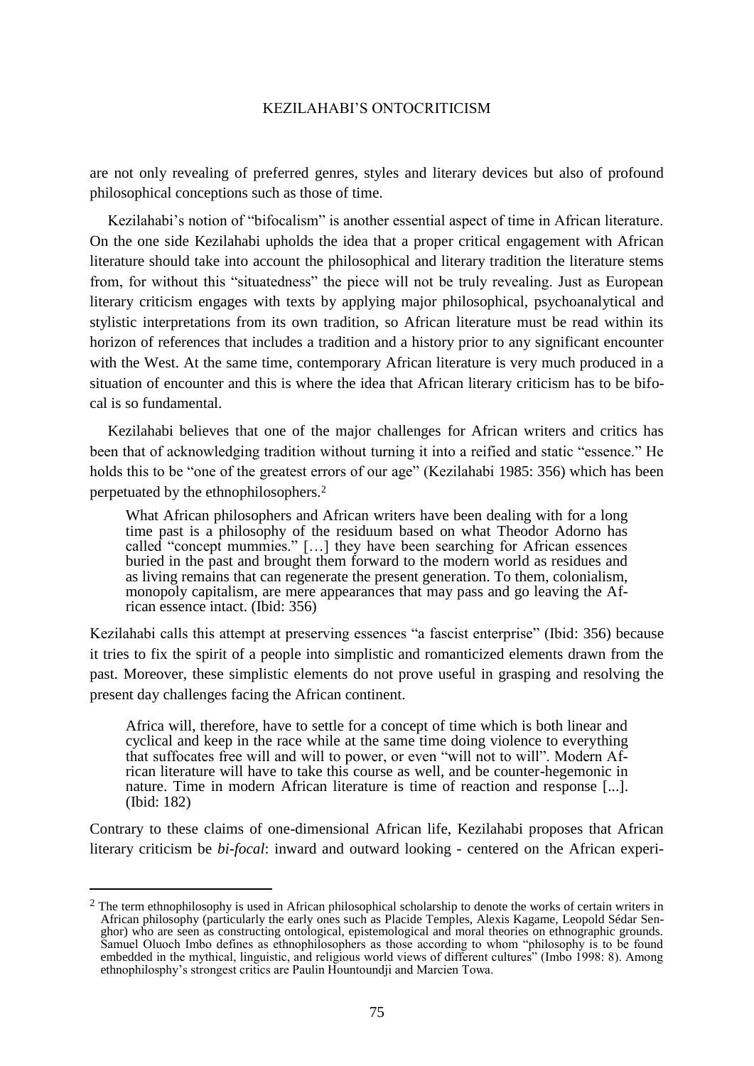are not only revealing of preferred genres, styles and literary devices but also of profound philosophical conceptions such as those of time.

Kezilahabi's notion of "bifocalism" is another essential aspect of time in African literature. On the one side Kezilahabi upholds the idea that a proper critical engagement with African literature should take into account the philosophical and literary tradition the literature stems from, for without this "situatedness" the piece will not be truly revealing. Just as European literary criticism engages with texts by applying major philosophical, psychoanalytical and stylistic interpretations from its own tradition, so African literature must be read within its horizon of references that includes a tradition and a history prior to any significant encounter with the West. At the same time, contemporary African literature is very much produced in a situation of encounter and this is where the idea that African literary criticism has to be bifocal is so fundamental.

Kezilahabi believes that one of the major challenges for African writers and critics has been that of acknowledging tradition without turning it into a reified and static "essence." He holds this to be "one of the greatest errors of our age" (Kezilahabi 1985: 356) which has been perpetuated by the ethnophilosophers.[2]

> What African philosophers and African writers have been dealing with for a long time past is a philosophy of the residuum based on what Theodor Adorno has called "concept mummies." […] they have been searching for African essences buried in the past and brought them forward to the modern world as residues and as living remains that can regenerate the present generation. To them, colonialism, monopoly capitalism, are mere appearances that may pass and go leaving the African essence intact. (Ibid: 356)

Kezilahabi calls this attempt at preserving essences "a fascist enterprise" (Ibid: 356) because it tries to fix the spirit of a people into simplistic and romanticized elements drawn from the past. Moreover, these simplistic elements do not prove useful in grasping and resolving the present day challenges facing the African continent.

> Africa will, therefore, have to settle for a concept of time which is both linear and cyclical and keep in the race while at the same time doing violence to everything that suffocates free will and will to power, or even "will not to will". Modern African literature will have to take this course as well, and be counter-hegemonic in nature. Time in modern African literature is time of reaction and response [...]. (Ibid: 182)

Contrary to these claims of one-dimensional African life, Kezilahabi proposes that African literary criticism be *bi-focal*: inward and outward looking - centered on the African experi-

---

[2] The term ethnophilosophy is used in African philosophical scholarship to denote the works of certain writers in African philosophy (particularly the early ones such as Placide Temples, Alexis Kagame, Leopold Sédar Senghor) who are seen as constructing ontological, epistemological and moral theories on ethnographic grounds. Samuel Oluoch Imbo defines as ethnophilosophers as those according to whom "philosophy is to be found embedded in the mythical, linguistic, and religious world views of different cultures" (Imbo 1998: 8). Among ethnophilosphy's strongest critics are Paulin Hountoundji and Marcien Towa.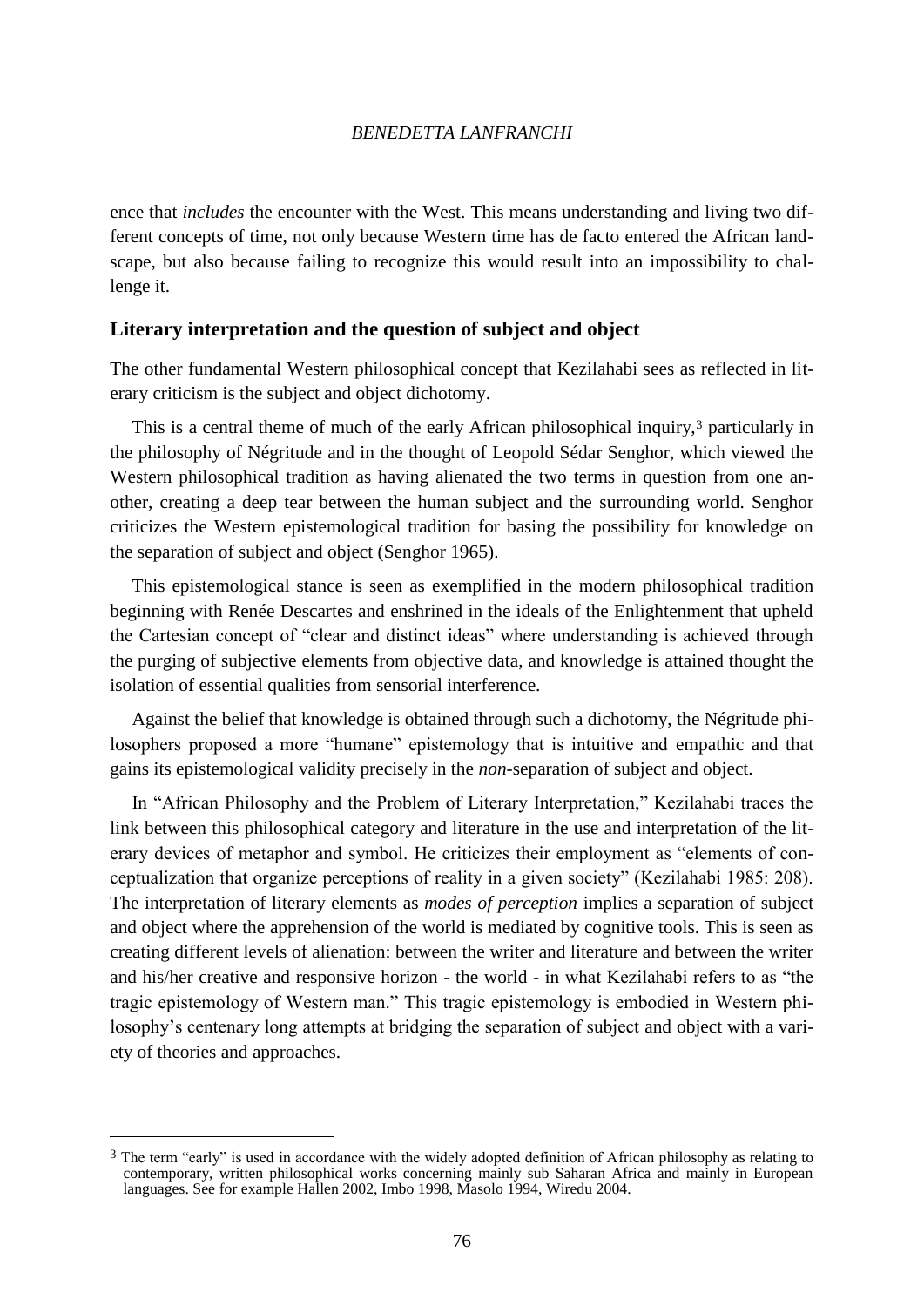ence that *includes* the encounter with the West. This means understanding and living two different concepts of time, not only because Western time has de facto entered the African landscape, but also because failing to recognize this would result into an impossibility to challenge it.

## Literary interpretation and the question of subject and object

The other fundamental Western philosophical concept that Kezilahabi sees as reflected in literary criticism is the subject and object dichotomy.

This is a central theme of much of the early African philosophical inquiry,[3] particularly in the philosophy of Négritude and in the thought of Leopold Sédar Senghor, which viewed the Western philosophical tradition as having alienated the two terms in question from one another, creating a deep tear between the human subject and the surrounding world. Senghor criticizes the Western epistemological tradition for basing the possibility for knowledge on the separation of subject and object (Senghor 1965).

This epistemological stance is seen as exemplified in the modern philosophical tradition beginning with Renée Descartes and enshrined in the ideals of the Enlightenment that upheld the Cartesian concept of "clear and distinct ideas" where understanding is achieved through the purging of subjective elements from objective data, and knowledge is attained thought the isolation of essential qualities from sensorial interference.

Against the belief that knowledge is obtained through such a dichotomy, the Négritude philosophers proposed a more "humane" epistemology that is intuitive and empathic and that gains its epistemological validity precisely in the *non*-separation of subject and object.

In "African Philosophy and the Problem of Literary Interpretation," Kezilahabi traces the link between this philosophical category and literature in the use and interpretation of the literary devices of metaphor and symbol. He criticizes their employment as "elements of conceptualization that organize perceptions of reality in a given society" (Kezilahabi 1985: 208). The interpretation of literary elements as *modes of perception* implies a separation of subject and object where the apprehension of the world is mediated by cognitive tools. This is seen as creating different levels of alienation: between the writer and literature and between the writer and his/her creative and responsive horizon - the world - in what Kezilahabi refers to as "the tragic epistemology of Western man." This tragic epistemology is embodied in Western philosophy's centenary long attempts at bridging the separation of subject and object with a variety of theories and approaches.

[3] The term "early" is used in accordance with the widely adopted definition of African philosophy as relating to contemporary, written philosophical works concerning mainly sub Saharan Africa and mainly in European languages. See for example Hallen 2002, Imbo 1998, Masolo 1994, Wiredu 2004.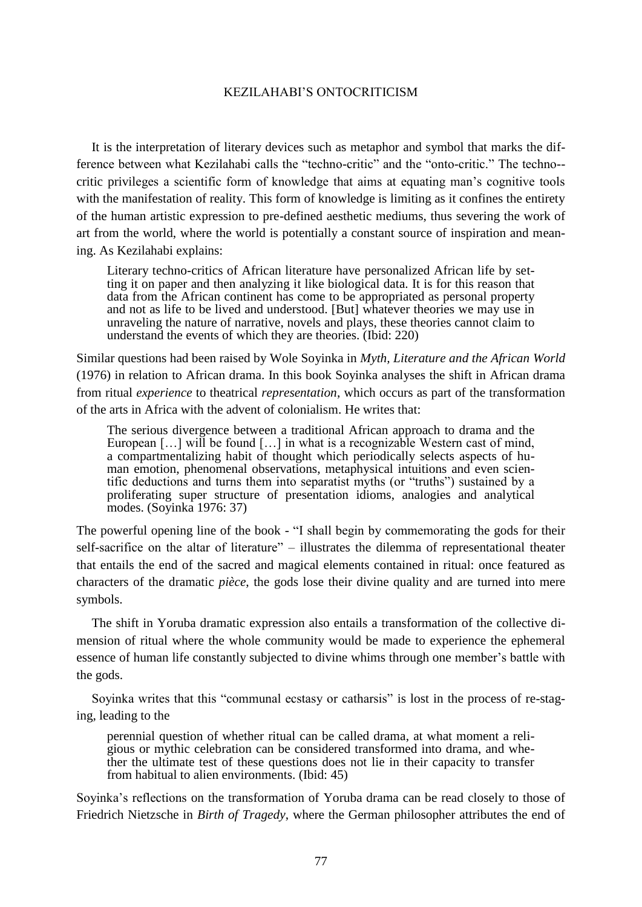It is the interpretation of literary devices such as metaphor and symbol that marks the difference between what Kezilahabi calls the "techno-critic" and the "onto-critic." The techno-critic privileges a scientific form of knowledge that aims at equating man's cognitive tools with the manifestation of reality. This form of knowledge is limiting as it confines the entirety of the human artistic expression to pre-defined aesthetic mediums, thus severing the work of art from the world, where the world is potentially a constant source of inspiration and meaning. As Kezilahabi explains:

> Literary techno-critics of African literature have personalized African life by setting it on paper and then analyzing it like biological data. It is for this reason that data from the African continent has come to be appropriated as personal property and not as life to be lived and understood. [But] whatever theories we may use in unraveling the nature of narrative, novels and plays, these theories cannot claim to understand the events of which they are theories. (Ibid: 220)

Similar questions had been raised by Wole Soyinka in *Myth, Literature and the African World* (1976) in relation to African drama. In this book Soyinka analyses the shift in African drama from ritual *experience* to theatrical *representation*, which occurs as part of the transformation of the arts in Africa with the advent of colonialism. He writes that:

> The serious divergence between a traditional African approach to drama and the European […] will be found […] in what is a recognizable Western cast of mind, a compartmentalizing habit of thought which periodically selects aspects of human emotion, phenomenal observations, metaphysical intuitions and even scientific deductions and turns them into separatist myths (or "truths") sustained by a proliferating super structure of presentation idioms, analogies and analytical modes. (Soyinka 1976: 37)

The powerful opening line of the book - "I shall begin by commemorating the gods for their self-sacrifice on the altar of literature" – illustrates the dilemma of representational theater that entails the end of the sacred and magical elements contained in ritual: once featured as characters of the dramatic *pièce*, the gods lose their divine quality and are turned into mere symbols.

The shift in Yoruba dramatic expression also entails a transformation of the collective dimension of ritual where the whole community would be made to experience the ephemeral essence of human life constantly subjected to divine whims through one member's battle with the gods.

Soyinka writes that this "communal ecstasy or catharsis" is lost in the process of re-staging, leading to the

> perennial question of whether ritual can be called drama, at what moment a religious or mythic celebration can be considered transformed into drama, and whether the ultimate test of these questions does not lie in their capacity to transfer from habitual to alien environments. (Ibid: 45)

Soyinka's reflections on the transformation of Yoruba drama can be read closely to those of Friedrich Nietzsche in *Birth of Tragedy*, where the German philosopher attributes the end of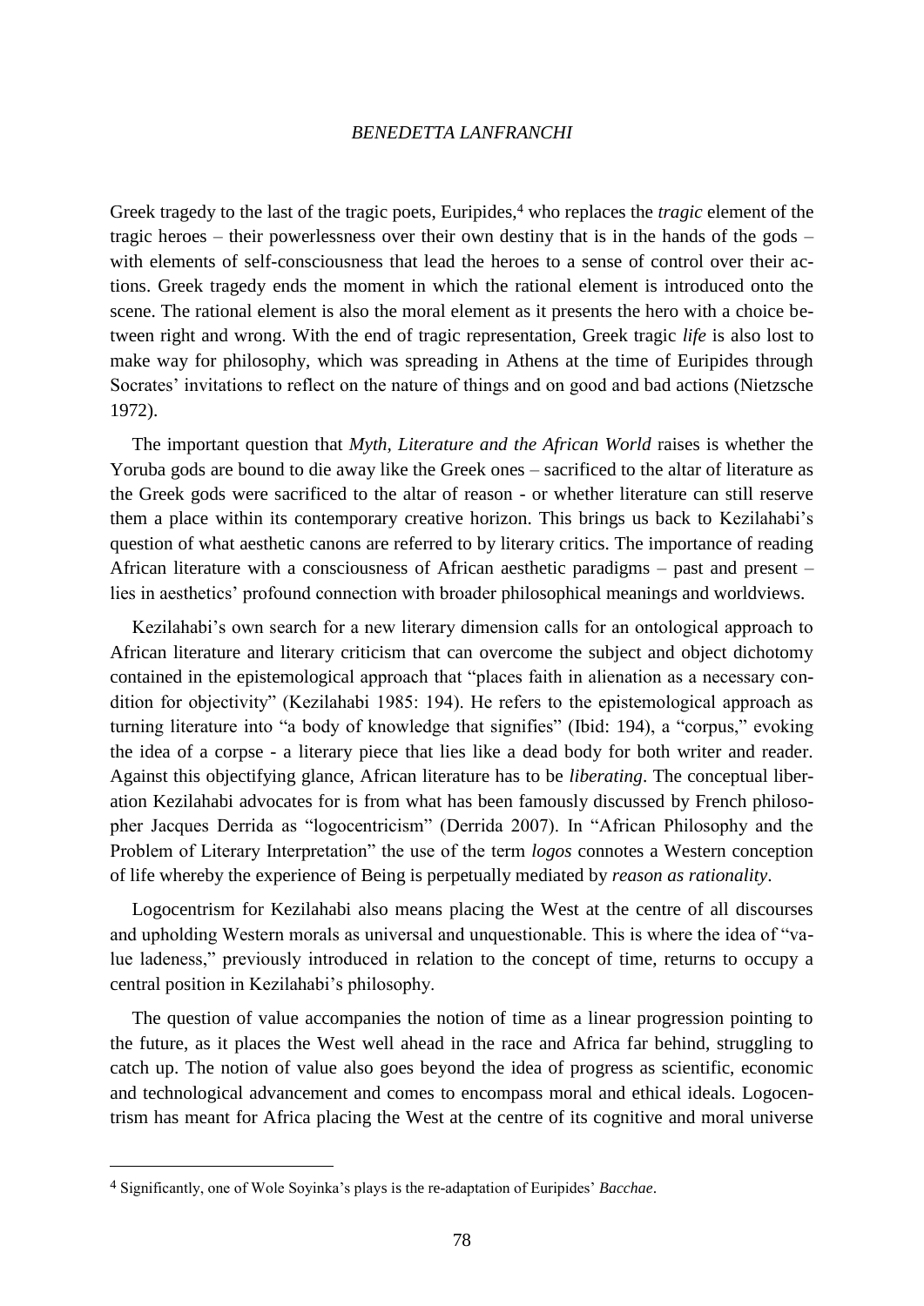Greek tragedy to the last of the tragic poets, Euripides,[4] who replaces the *tragic* element of the tragic heroes – their powerlessness over their own destiny that is in the hands of the gods – with elements of self-consciousness that lead the heroes to a sense of control over their actions. Greek tragedy ends the moment in which the rational element is introduced onto the scene. The rational element is also the moral element as it presents the hero with a choice between right and wrong. With the end of tragic representation, Greek tragic *life* is also lost to make way for philosophy, which was spreading in Athens at the time of Euripides through Socrates' invitations to reflect on the nature of things and on good and bad actions (Nietzsche 1972).

The important question that *Myth, Literature and the African World* raises is whether the Yoruba gods are bound to die away like the Greek ones – sacrificed to the altar of literature as the Greek gods were sacrificed to the altar of reason - or whether literature can still reserve them a place within its contemporary creative horizon. This brings us back to Kezilahabi's question of what aesthetic canons are referred to by literary critics. The importance of reading African literature with a consciousness of African aesthetic paradigms – past and present – lies in aesthetics' profound connection with broader philosophical meanings and worldviews.

Kezilahabi's own search for a new literary dimension calls for an ontological approach to African literature and literary criticism that can overcome the subject and object dichotomy contained in the epistemological approach that "places faith in alienation as a necessary condition for objectivity" (Kezilahabi 1985: 194). He refers to the epistemological approach as turning literature into "a body of knowledge that signifies" (Ibid: 194), a "corpus," evoking the idea of a corpse - a literary piece that lies like a dead body for both writer and reader. Against this objectifying glance, African literature has to be *liberating*. The conceptual liberation Kezilahabi advocates for is from what has been famously discussed by French philosopher Jacques Derrida as "logocentricism" (Derrida 2007). In "African Philosophy and the Problem of Literary Interpretation" the use of the term *logos* connotes a Western conception of life whereby the experience of Being is perpetually mediated by *reason as rationality*.

Logocentrism for Kezilahabi also means placing the West at the centre of all discourses and upholding Western morals as universal and unquestionable. This is where the idea of "value ladeness," previously introduced in relation to the concept of time, returns to occupy a central position in Kezilahabi's philosophy.

The question of value accompanies the notion of time as a linear progression pointing to the future, as it places the West well ahead in the race and Africa far behind, struggling to catch up. The notion of value also goes beyond the idea of progress as scientific, economic and technological advancement and comes to encompass moral and ethical ideals. Logocentrism has meant for Africa placing the West at the centre of its cognitive and moral universe

---

[4] Significantly, one of Wole Soyinka's plays is the re-adaptation of Euripides' *Bacchae*.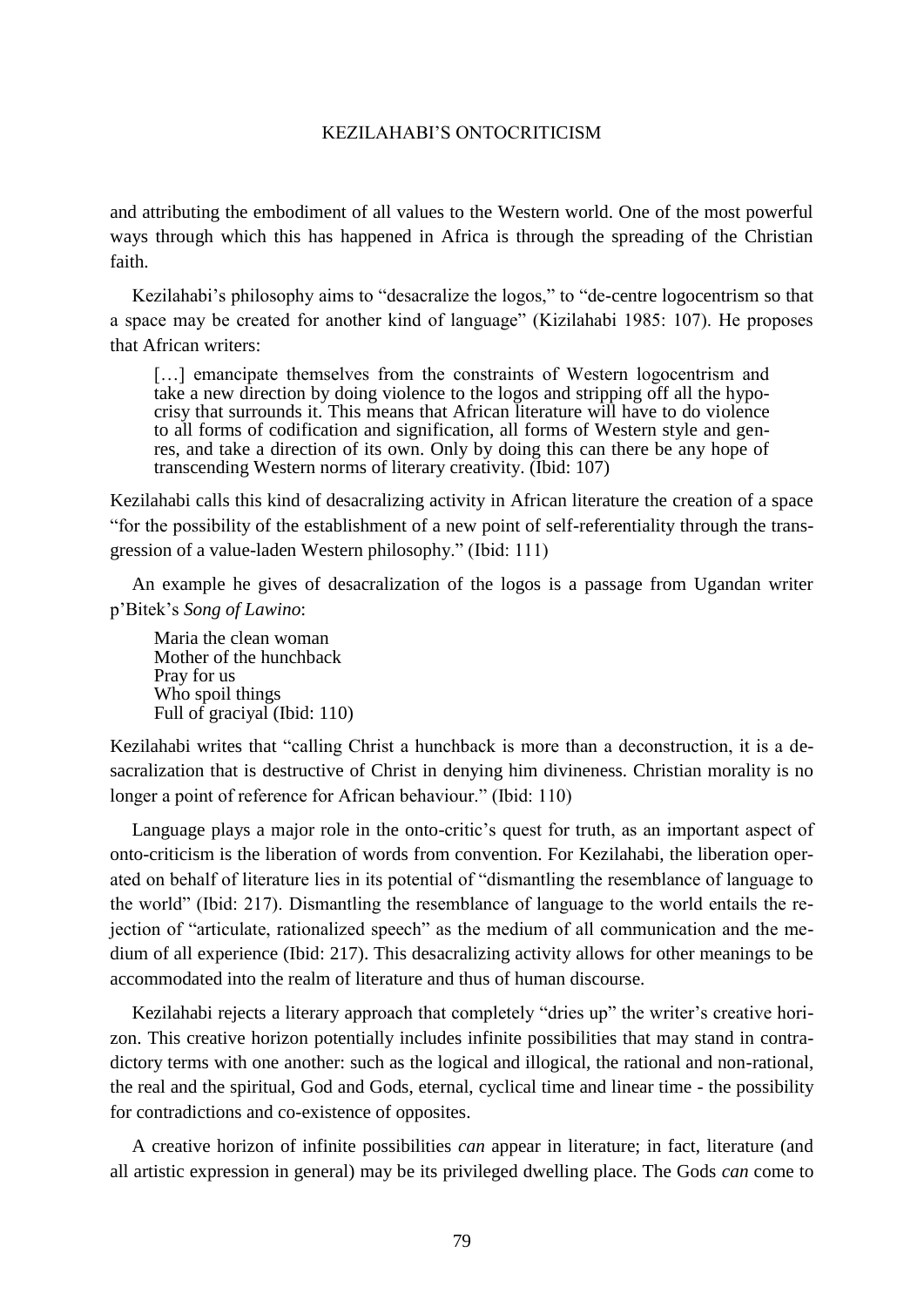and attributing the embodiment of all values to the Western world. One of the most powerful ways through which this has happened in Africa is through the spreading of the Christian faith.

Kezilahabi's philosophy aims to "desacralize the logos," to "de-centre logocentrism so that a space may be created for another kind of language" (Kizilahabi 1985: 107). He proposes that African writers:

> […] emancipate themselves from the constraints of Western logocentrism and take a new direction by doing violence to the logos and stripping off all the hypocrisy that surrounds it. This means that African literature will have to do violence to all forms of codification and signification, all forms of Western style and genres, and take a direction of its own. Only by doing this can there be any hope of transcending Western norms of literary creativity. (Ibid: 107)

Kezilahabi calls this kind of desacralizing activity in African literature the creation of a space "for the possibility of the establishment of a new point of self-referentiality through the transgression of a value-laden Western philosophy." (Ibid: 111)

An example he gives of desacralization of the logos is a passage from Ugandan writer p'Bitek's *Song of Lawino*:

> Maria the clean woman  
> Mother of the hunchback  
> Pray for us  
> Who spoil things  
> Full of graciyal (Ibid: 110)

Kezilahabi writes that "calling Christ a hunchback is more than a deconstruction, it is a desacralization that is destructive of Christ in denying him divineness. Christian morality is no longer a point of reference for African behaviour." (Ibid: 110)

Language plays a major role in the onto-critic's quest for truth, as an important aspect of onto-criticism is the liberation of words from convention. For Kezilahabi, the liberation operated on behalf of literature lies in its potential of "dismantling the resemblance of language to the world" (Ibid: 217). Dismantling the resemblance of language to the world entails the rejection of "articulate, rationalized speech" as the medium of all communication and the medium of all experience (Ibid: 217). This desacralizing activity allows for other meanings to be accommodated into the realm of literature and thus of human discourse.

Kezilahabi rejects a literary approach that completely "dries up" the writer's creative horizon. This creative horizon potentially includes infinite possibilities that may stand in contradictory terms with one another: such as the logical and illogical, the rational and non-rational, the real and the spiritual, God and Gods, eternal, cyclical time and linear time - the possibility for contradictions and co-existence of opposites.

A creative horizon of infinite possibilities *can* appear in literature; in fact, literature (and all artistic expression in general) may be its privileged dwelling place. The Gods *can* come to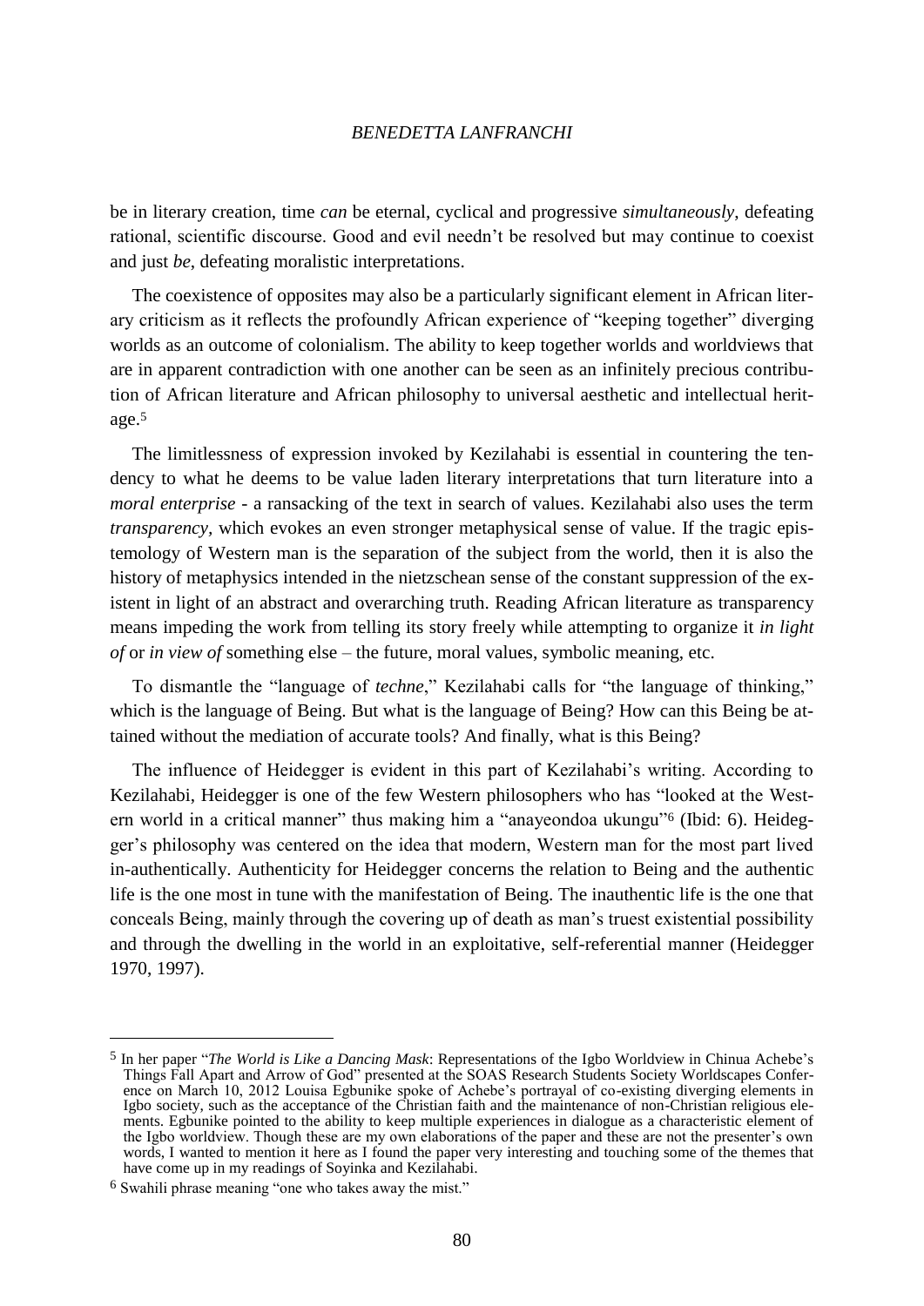be in literary creation, time *can* be eternal, cyclical and progressive *simultaneously*, defeating rational, scientific discourse. Good and evil needn't be resolved but may continue to coexist and just *be*, defeating moralistic interpretations.

The coexistence of opposites may also be a particularly significant element in African literary criticism as it reflects the profoundly African experience of "keeping together" diverging worlds as an outcome of colonialism. The ability to keep together worlds and worldviews that are in apparent contradiction with one another can be seen as an infinitely precious contribution of African literature and African philosophy to universal aesthetic and intellectual heritage.[5]

The limitlessness of expression invoked by Kezilahabi is essential in countering the tendency to what he deems to be value laden literary interpretations that turn literature into a *moral enterprise* - a ransacking of the text in search of values. Kezilahabi also uses the term *transparency*, which evokes an even stronger metaphysical sense of value. If the tragic epistemology of Western man is the separation of the subject from the world, then it is also the history of metaphysics intended in the nietzschean sense of the constant suppression of the existent in light of an abstract and overarching truth. Reading African literature as transparency means impeding the work from telling its story freely while attempting to organize it *in light of* or *in view of* something else – the future, moral values, symbolic meaning, etc.

To dismantle the "language of *techne*," Kezilahabi calls for "the language of thinking," which is the language of Being. But what is the language of Being? How can this Being be attained without the mediation of accurate tools? And finally, what is this Being?

The influence of Heidegger is evident in this part of Kezilahabi's writing. According to Kezilahabi, Heidegger is one of the few Western philosophers who has "looked at the Western world in a critical manner" thus making him a "anayeondoa ukungu"[6] (Ibid: 6). Heidegger's philosophy was centered on the idea that modern, Western man for the most part lived in-authentically. Authenticity for Heidegger concerns the relation to Being and the authentic life is the one most in tune with the manifestation of Being. The inauthentic life is the one that conceals Being, mainly through the covering up of death as man's truest existential possibility and through the dwelling in the world in an exploitative, self-referential manner (Heidegger 1970, 1997).

---

[5] In her paper "*The World is Like a Dancing Mask*: Representations of the Igbo Worldview in Chinua Achebe's Things Fall Apart and Arrow of God" presented at the SOAS Research Students Society Worldscapes Conference on March 10, 2012 Louisa Egbunike spoke of Achebe's portrayal of co-existing diverging elements in Igbo society, such as the acceptance of the Christian faith and the maintenance of non-Christian religious elements. Egbunike pointed to the ability to keep multiple experiences in dialogue as a characteristic element of the Igbo worldview. Though these are my own elaborations of the paper and these are not the presenter's own words, I wanted to mention it here as I found the paper very interesting and touching some of the themes that have come up in my readings of Soyinka and Kezilahabi.

[6] Swahili phrase meaning "one who takes away the mist."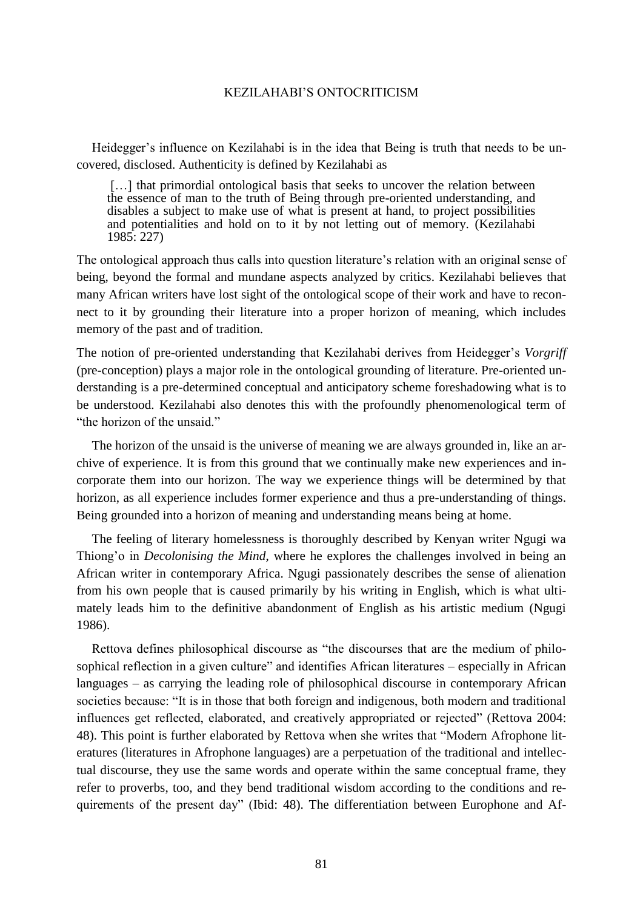Heidegger's influence on Kezilahabi is in the idea that Being is truth that needs to be uncovered, disclosed. Authenticity is defined by Kezilahabi as

> […] that primordial ontological basis that seeks to uncover the relation between the essence of man to the truth of Being through pre-oriented understanding, and disables a subject to make use of what is present at hand, to project possibilities and potentialities and hold on to it by not letting out of memory. (Kezilahabi 1985: 227)

The ontological approach thus calls into question literature's relation with an original sense of being, beyond the formal and mundane aspects analyzed by critics. Kezilahabi believes that many African writers have lost sight of the ontological scope of their work and have to reconnect to it by grounding their literature into a proper horizon of meaning, which includes memory of the past and of tradition.

The notion of pre-oriented understanding that Kezilahabi derives from Heidegger's *Vorgriff* (pre-conception) plays a major role in the ontological grounding of literature. Pre-oriented understanding is a pre-determined conceptual and anticipatory scheme foreshadowing what is to be understood. Kezilahabi also denotes this with the profoundly phenomenological term of "the horizon of the unsaid."

The horizon of the unsaid is the universe of meaning we are always grounded in, like an archive of experience. It is from this ground that we continually make new experiences and incorporate them into our horizon. The way we experience things will be determined by that horizon, as all experience includes former experience and thus a pre-understanding of things. Being grounded into a horizon of meaning and understanding means being at home.

The feeling of literary homelessness is thoroughly described by Kenyan writer Ngugi wa Thiong'o in *Decolonising the Mind*, where he explores the challenges involved in being an African writer in contemporary Africa. Ngugi passionately describes the sense of alienation from his own people that is caused primarily by his writing in English, which is what ultimately leads him to the definitive abandonment of English as his artistic medium (Ngugi 1986).

Rettova defines philosophical discourse as "the discourses that are the medium of philosophical reflection in a given culture" and identifies African literatures – especially in African languages – as carrying the leading role of philosophical discourse in contemporary African societies because: "It is in those that both foreign and indigenous, both modern and traditional influences get reflected, elaborated, and creatively appropriated or rejected" (Rettova 2004: 48). This point is further elaborated by Rettova when she writes that "Modern Afrophone literatures (literatures in Afrophone languages) are a perpetuation of the traditional and intellectual discourse, they use the same words and operate within the same conceptual frame, they refer to proverbs, too, and they bend traditional wisdom according to the conditions and requirements of the present day" (Ibid: 48). The differentiation between Europhone and Af-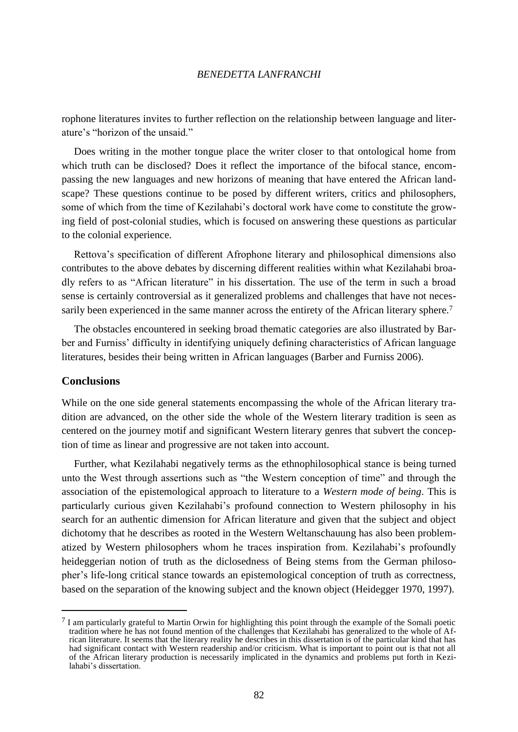rophone literatures invites to further reflection on the relationship between language and literature's "horizon of the unsaid."

Does writing in the mother tongue place the writer closer to that ontological home from which truth can be disclosed? Does it reflect the importance of the bifocal stance, encompassing the new languages and new horizons of meaning that have entered the African landscape? These questions continue to be posed by different writers, critics and philosophers, some of which from the time of Kezilahabi's doctoral work have come to constitute the growing field of post-colonial studies, which is focused on answering these questions as particular to the colonial experience.

Rettova's specification of different Afrophone literary and philosophical dimensions also contributes to the above debates by discerning different realities within what Kezilahabi broadly refers to as "African literature" in his dissertation. The use of the term in such a broad sense is certainly controversial as it generalized problems and challenges that have not necessarily been experienced in the same manner across the entirety of the African literary sphere.[7]

The obstacles encountered in seeking broad thematic categories are also illustrated by Barber and Furniss' difficulty in identifying uniquely defining characteristics of African language literatures, besides their being written in African languages (Barber and Furniss 2006).

## Conclusions

While on the one side general statements encompassing the whole of the African literary tradition are advanced, on the other side the whole of the Western literary tradition is seen as centered on the journey motif and significant Western literary genres that subvert the conception of time as linear and progressive are not taken into account.

Further, what Kezilahabi negatively terms as the ethnophilosophical stance is being turned unto the West through assertions such as "the Western conception of time" and through the association of the epistemological approach to literature to a *Western mode of being*. This is particularly curious given Kezilahabi's profound connection to Western philosophy in his search for an authentic dimension for African literature and given that the subject and object dichotomy that he describes as rooted in the Western Weltanschauung has also been problematized by Western philosophers whom he traces inspiration from. Kezilahabi's profoundly heideggerian notion of truth as the diclosedness of Being stems from the German philosopher's life-long critical stance towards an epistemological conception of truth as correctness, based on the separation of the knowing subject and the known object (Heidegger 1970, 1997).

[7] I am particularly grateful to Martin Orwin for highlighting this point through the example of the Somali poetic tradition where he has not found mention of the challenges that Kezilahabi has generalized to the whole of African literature. It seems that the literary reality he describes in this dissertation is of the particular kind that has had significant contact with Western readership and/or criticism. What is important to point out is that not all of the African literary production is necessarily implicated in the dynamics and problems put forth in Kezilahabi's dissertation.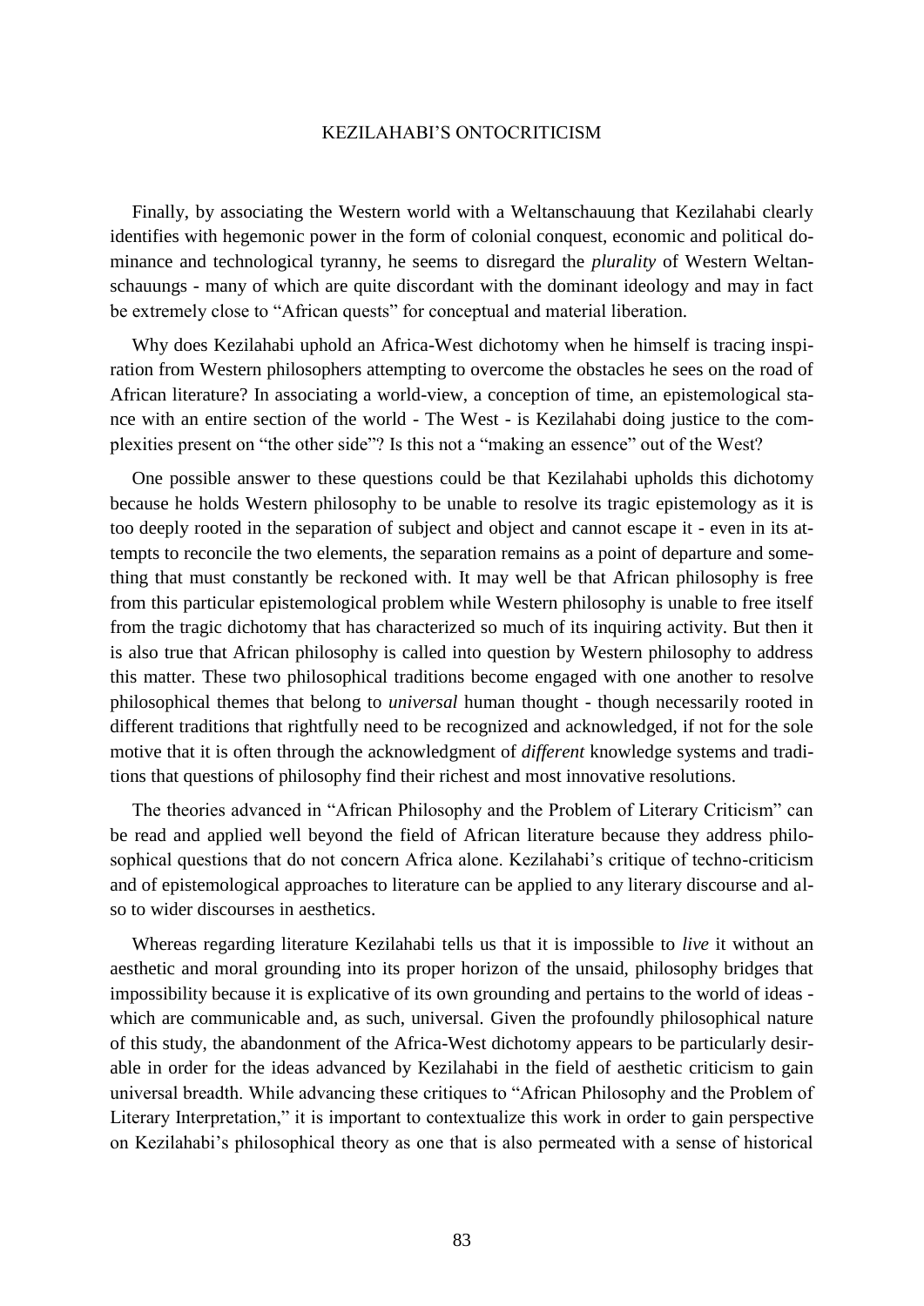Finally, by associating the Western world with a Weltanschauung that Kezilahabi clearly identifies with hegemonic power in the form of colonial conquest, economic and political dominance and technological tyranny, he seems to disregard the *plurality* of Western Weltanschauungs - many of which are quite discordant with the dominant ideology and may in fact be extremely close to "African quests" for conceptual and material liberation.

Why does Kezilahabi uphold an Africa-West dichotomy when he himself is tracing inspiration from Western philosophers attempting to overcome the obstacles he sees on the road of African literature? In associating a world-view, a conception of time, an epistemological stance with an entire section of the world - The West - is Kezilahabi doing justice to the complexities present on "the other side"? Is this not a "making an essence" out of the West?

One possible answer to these questions could be that Kezilahabi upholds this dichotomy because he holds Western philosophy to be unable to resolve its tragic epistemology as it is too deeply rooted in the separation of subject and object and cannot escape it - even in its attempts to reconcile the two elements, the separation remains as a point of departure and something that must constantly be reckoned with. It may well be that African philosophy is free from this particular epistemological problem while Western philosophy is unable to free itself from the tragic dichotomy that has characterized so much of its inquiring activity. But then it is also true that African philosophy is called into question by Western philosophy to address this matter. These two philosophical traditions become engaged with one another to resolve philosophical themes that belong to *universal* human thought - though necessarily rooted in different traditions that rightfully need to be recognized and acknowledged, if not for the sole motive that it is often through the acknowledgment of *different* knowledge systems and traditions that questions of philosophy find their richest and most innovative resolutions.

The theories advanced in "African Philosophy and the Problem of Literary Criticism" can be read and applied well beyond the field of African literature because they address philosophical questions that do not concern Africa alone. Kezilahabi's critique of techno-criticism and of epistemological approaches to literature can be applied to any literary discourse and also to wider discourses in aesthetics.

Whereas regarding literature Kezilahabi tells us that it is impossible to *live* it without an aesthetic and moral grounding into its proper horizon of the unsaid, philosophy bridges that impossibility because it is explicative of its own grounding and pertains to the world of ideas - which are communicable and, as such, universal. Given the profoundly philosophical nature of this study, the abandonment of the Africa-West dichotomy appears to be particularly desirable in order for the ideas advanced by Kezilahabi in the field of aesthetic criticism to gain universal breadth. While advancing these critiques to "African Philosophy and the Problem of Literary Interpretation," it is important to contextualize this work in order to gain perspective on Kezilahabi's philosophical theory as one that is also permeated with a sense of historical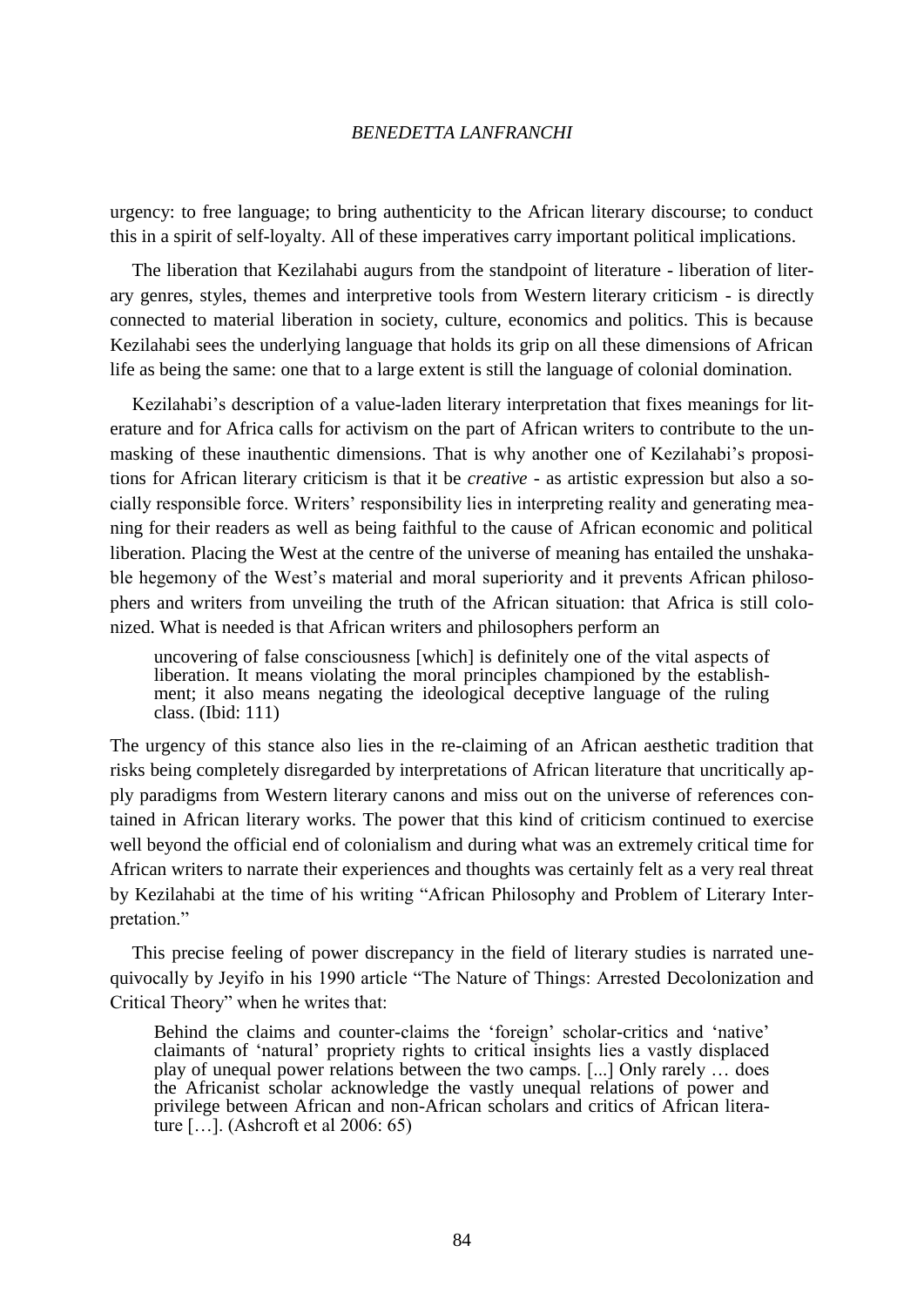urgency: to free language; to bring authenticity to the African literary discourse; to conduct this in a spirit of self-loyalty. All of these imperatives carry important political implications.

The liberation that Kezilahabi augurs from the standpoint of literature - liberation of literary genres, styles, themes and interpretive tools from Western literary criticism - is directly connected to material liberation in society, culture, economics and politics. This is because Kezilahabi sees the underlying language that holds its grip on all these dimensions of African life as being the same: one that to a large extent is still the language of colonial domination.

Kezilahabi's description of a value-laden literary interpretation that fixes meanings for literature and for Africa calls for activism on the part of African writers to contribute to the unmasking of these inauthentic dimensions. That is why another one of Kezilahabi's propositions for African literary criticism is that it be *creative* - as artistic expression but also a socially responsible force. Writers' responsibility lies in interpreting reality and generating meaning for their readers as well as being faithful to the cause of African economic and political liberation. Placing the West at the centre of the universe of meaning has entailed the unshakable hegemony of the West's material and moral superiority and it prevents African philosophers and writers from unveiling the truth of the African situation: that Africa is still colonized. What is needed is that African writers and philosophers perform an

> uncovering of false consciousness [which] is definitely one of the vital aspects of liberation. It means violating the moral principles championed by the establishment; it also means negating the ideological deceptive language of the ruling class. (Ibid: 111)

The urgency of this stance also lies in the re-claiming of an African aesthetic tradition that risks being completely disregarded by interpretations of African literature that uncritically apply paradigms from Western literary canons and miss out on the universe of references contained in African literary works. The power that this kind of criticism continued to exercise well beyond the official end of colonialism and during what was an extremely critical time for African writers to narrate their experiences and thoughts was certainly felt as a very real threat by Kezilahabi at the time of his writing "African Philosophy and Problem of Literary Interpretation."

This precise feeling of power discrepancy in the field of literary studies is narrated unequivocally by Jeyifo in his 1990 article "The Nature of Things: Arrested Decolonization and Critical Theory" when he writes that:

> Behind the claims and counter-claims the 'foreign' scholar-critics and 'native' claimants of 'natural' propriety rights to critical insights lies a vastly displaced play of unequal power relations between the two camps. [...] Only rarely … does the Africanist scholar acknowledge the vastly unequal relations of power and privilege between African and non-African scholars and critics of African literature […]. (Ashcroft et al 2006: 65)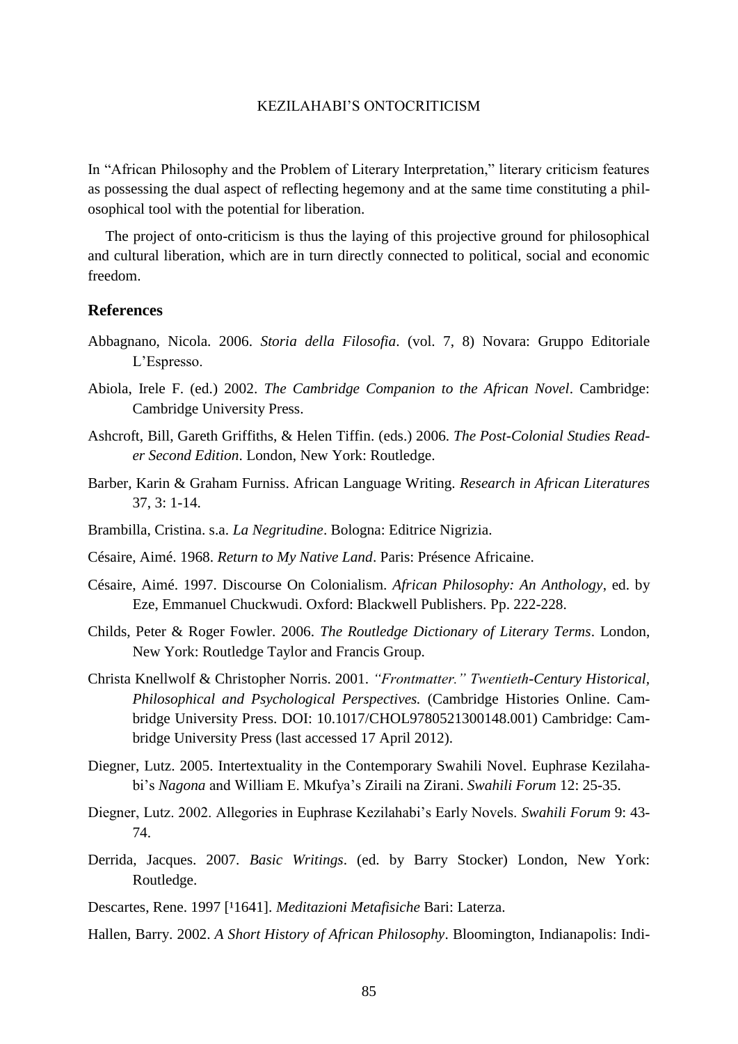In "African Philosophy and the Problem of Literary Interpretation," literary criticism features as possessing the dual aspect of reflecting hegemony and at the same time constituting a philosophical tool with the potential for liberation.

The project of onto-criticism is thus the laying of this projective ground for philosophical and cultural liberation, which are in turn directly connected to political, social and economic freedom.

## References

Abbagnano, Nicola. 2006. *Storia della Filosofia*. (vol. 7, 8) Novara: Gruppo Editoriale L'Espresso.

Abiola, Irele F. (ed.) 2002. *The Cambridge Companion to the African Novel*. Cambridge: Cambridge University Press.

Ashcroft, Bill, Gareth Griffiths, & Helen Tiffin. (eds.) 2006. *The Post-Colonial Studies Reader Second Edition*. London, New York: Routledge.

Barber, Karin & Graham Furniss. African Language Writing. *Research in African Literatures* 37, 3: 1-14.

Brambilla, Cristina. s.a. *La Negritudine*. Bologna: Editrice Nigrizia.

Césaire, Aimé. 1968. *Return to My Native Land*. Paris: Présence Africaine.

Césaire, Aimé. 1997. Discourse On Colonialism. *African Philosophy: An Anthology*, ed. by Eze, Emmanuel Chuckwudi. Oxford: Blackwell Publishers. Pp. 222-228.

Childs, Peter & Roger Fowler. 2006. *The Routledge Dictionary of Literary Terms*. London, New York: Routledge Taylor and Francis Group.

Christa Knellwolf & Christopher Norris. 2001. *"Frontmatter." Twentieth-Century Historical, Philosophical and Psychological Perspectives.* (Cambridge Histories Online. Cambridge University Press. DOI: 10.1017/CHOL9780521300148.001) Cambridge: Cambridge University Press (last accessed 17 April 2012).

Diegner, Lutz. 2005. Intertextuality in the Contemporary Swahili Novel. Euphrase Kezilahabi's *Nagona* and William E. Mkufya's Ziraili na Zirani. *Swahili Forum* 12: 25-35.

Diegner, Lutz. 2002. Allegories in Euphrase Kezilahabi's Early Novels. *Swahili Forum* 9: 43-74.

Derrida, Jacques. 2007. *Basic Writings*. (ed. by Barry Stocker) London, New York: Routledge.

Descartes, Rene. 1997 [[1]1641]. *Meditazioni Metafisiche* Bari: Laterza.

Hallen, Barry. 2002. *A Short History of African Philosophy*. Bloomington, Indianapolis: Indi-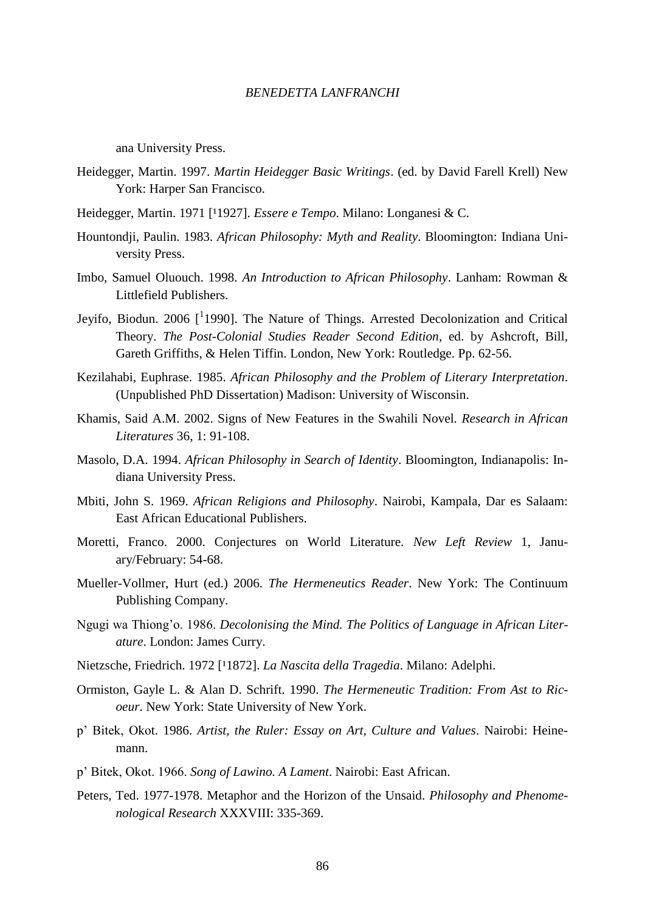ana University Press.

Heidegger, Martin. 1997. *Martin Heidegger Basic Writings*. (ed. by David Farell Krell) New York: Harper San Francisco.

Heidegger, Martin. 1971 [¹1927]. *Essere e Tempo*. Milano: Longanesi & C.

Hountondji, Paulin. 1983. *African Philosophy: Myth and Reality*. Bloomington: Indiana University Press.

Imbo, Samuel Oluouch. 1998. *An Introduction to African Philosophy*. Lanham: Rowman & Littlefield Publishers.

Jeyifo, Biodun. 2006 [¹1990]. The Nature of Things. Arrested Decolonization and Critical Theory. *The Post-Colonial Studies Reader Second Edition*, ed. by Ashcroft, Bill, Gareth Griffiths, & Helen Tiffin. London, New York: Routledge. Pp. 62-56.

Kezilahabi, Euphrase. 1985. *African Philosophy and the Problem of Literary Interpretation*. (Unpublished PhD Dissertation) Madison: University of Wisconsin.

Khamis, Said A.M. 2002. Signs of New Features in the Swahili Novel. *Research in African Literatures* 36, 1: 91-108.

Masolo, D.A. 1994. *African Philosophy in Search of Identity*. Bloomington, Indianapolis: Indiana University Press.

Mbiti, John S. 1969. *African Religions and Philosophy*. Nairobi, Kampala, Dar es Salaam: East African Educational Publishers.

Moretti, Franco. 2000. Conjectures on World Literature. *New Left Review* 1, January/February: 54-68.

Mueller-Vollmer, Hurt (ed.) 2006. *The Hermeneutics Reader*. New York: The Continuum Publishing Company.

Ngugi wa Thiong'o. 1986. *Decolonising the Mind. The Politics of Language in African Literature*. London: James Curry.

Nietzsche, Friedrich. 1972 [¹1872]. *La Nascita della Tragedia*. Milano: Adelphi.

Ormiston, Gayle L. & Alan D. Schrift. 1990. *The Hermeneutic Tradition: From Ast to Ricoeur*. New York: State University of New York.

p' Bitek, Okot. 1986. *Artist, the Ruler: Essay on Art, Culture and Values*. Nairobi: Heinemann.

p' Bitek, Okot. 1966. *Song of Lawino. A Lament*. Nairobi: East African.

Peters, Ted. 1977-1978. Metaphor and the Horizon of the Unsaid. *Philosophy and Phenomenological Research* XXXVIII: 335-369.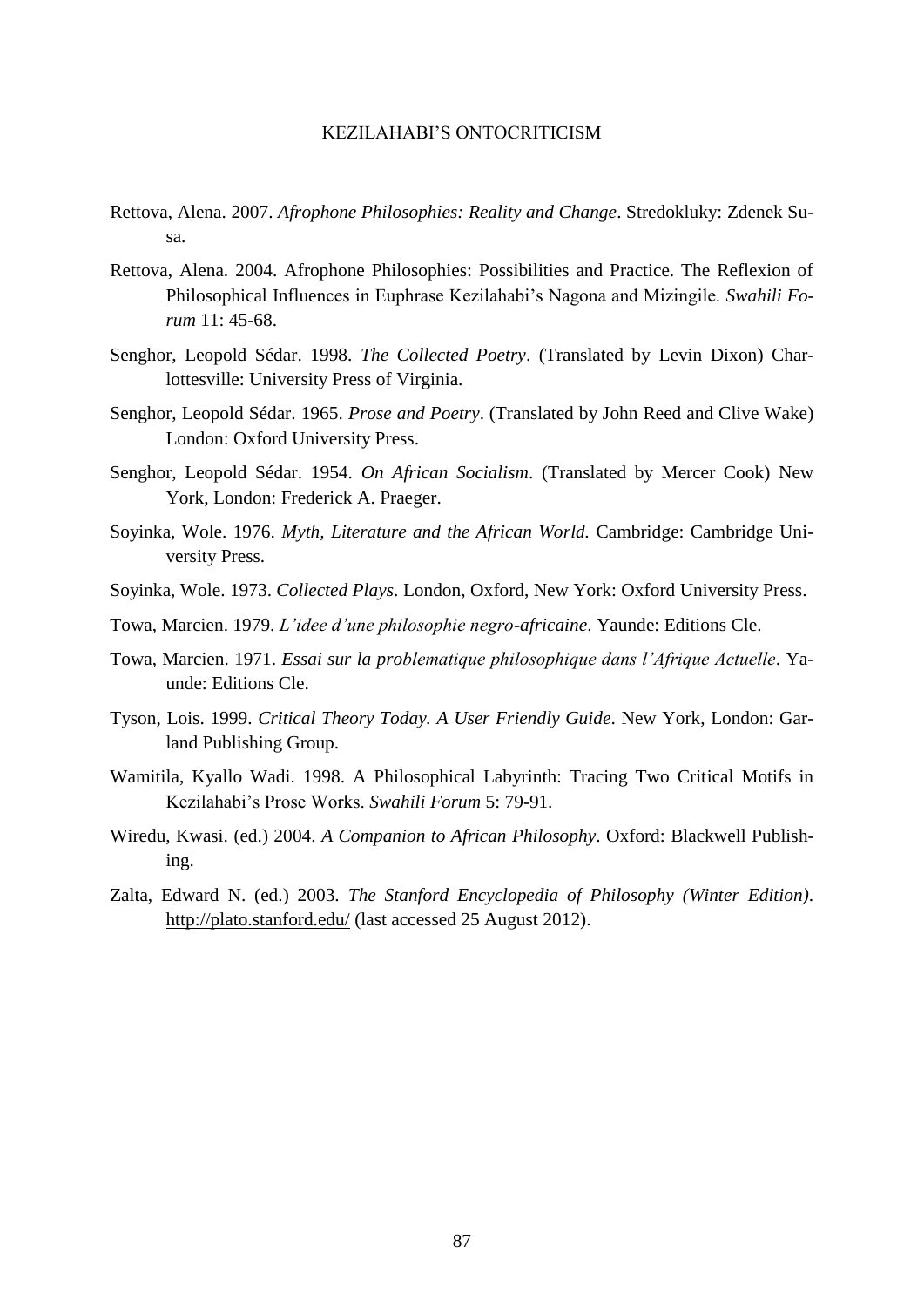Rettova, Alena. 2007. *Afrophone Philosophies: Reality and Change*. Stredokluky: Zdenek Susa.

Rettova, Alena. 2004. Afrophone Philosophies: Possibilities and Practice. The Reflexion of Philosophical Influences in Euphrase Kezilahabi's Nagona and Mizingile. *Swahili Forum* 11: 45-68.

Senghor, Leopold Sédar. 1998. *The Collected Poetry*. (Translated by Levin Dixon) Charlottesville: University Press of Virginia.

Senghor, Leopold Sédar. 1965. *Prose and Poetry*. (Translated by John Reed and Clive Wake) London: Oxford University Press.

Senghor, Leopold Sédar. 1954. *On African Socialism*. (Translated by Mercer Cook) New York, London: Frederick A. Praeger.

Soyinka, Wole. 1976. *Myth, Literature and the African World.* Cambridge: Cambridge University Press.

Soyinka, Wole. 1973. *Collected Plays*. London, Oxford, New York: Oxford University Press.

Towa, Marcien. 1979. *L'idee d'une philosophie negro-africaine*. Yaunde: Editions Cle.

Towa, Marcien. 1971. *Essai sur la problematique philosophique dans l'Afrique Actuelle*. Yaunde: Editions Cle.

Tyson, Lois. 1999. *Critical Theory Today. A User Friendly Guide*. New York, London: Garland Publishing Group.

Wamitila, Kyallo Wadi. 1998. A Philosophical Labyrinth: Tracing Two Critical Motifs in Kezilahabi's Prose Works. *Swahili Forum* 5: 79-91.

Wiredu, Kwasi. (ed.) 2004. *A Companion to African Philosophy*. Oxford: Blackwell Publishing.

Zalta, Edward N. (ed.) 2003. *The Stanford Encyclopedia of Philosophy (Winter Edition)*. http://plato.stanford.edu/ (last accessed 25 August 2012).